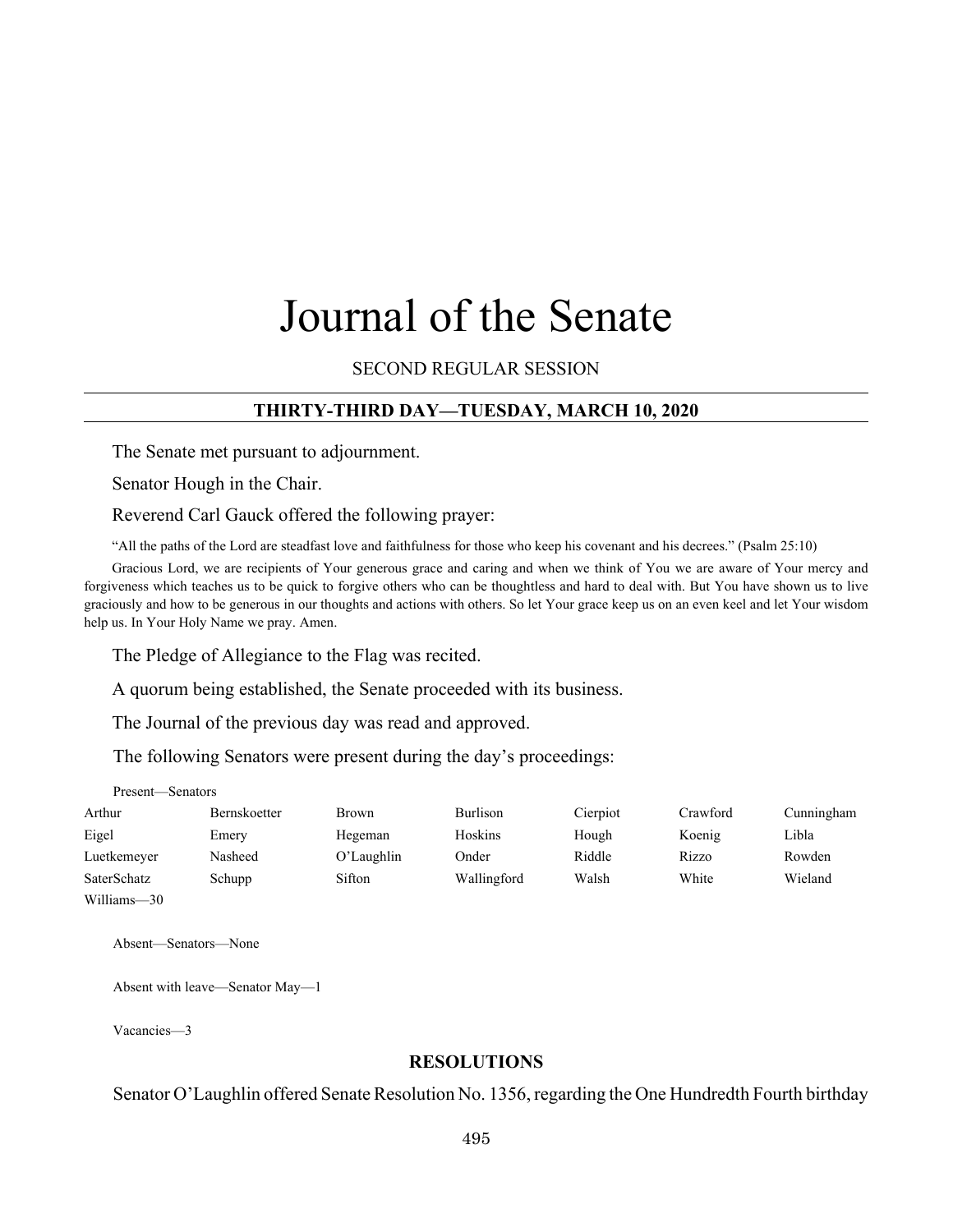# Journal of the Senate

SECOND REGULAR SESSION

## THIRTY-THIRD DAY—TUESDAY, MARCH 10, 2020

The Senate met pursuant to adjournment.

Senator Hough in the Chair.

Reverend Carl Gauck offered the following prayer:

"All the paths of the Lord are steadfast love and faithfulness for those who keep his covenant and his decrees." (Psalm 25:10)

Gracious Lord, we are recipients of Your generous grace and caring and when we think of You we are aware of Your mercy and forgiveness which teaches us to be quick to forgive others who can be thoughtless and hard to deal with. But You have shown us to live graciously and how to be generous in our thoughts and actions with others. So let Your grace keep us on an even keel and let Your wisdom help us. In Your Holy Name we pray. Amen.

The Pledge of Allegiance to the Flag was recited.

A quorum being established, the Senate proceeded with its business.

The Journal of the previous day was read and approved.

The following Senators were present during the day's proceedings:

Present—Senators

| | | | | | | |
|---|---|---|---|---|---|---|
| Arthur | Bernskoetter | Brown | Burlison | Cierpiot | Crawford | Cunningham |
| Eigel | Emery | Hegeman | Hoskins | Hough | Koenig | Libla |
| Luetkemeyer | Nasheed | O'Laughlin | Onder | Riddle | Rizzo | Rowden |
| SaterSchatz | Schupp | Sifton | Wallingford | Walsh | White | Wieland |
| Williams—30 | | | | | | |

Absent—Senators—None

Absent with leave—Senator May—1

Vacancies—3

### RESOLUTIONS

Senator O'Laughlin offered Senate Resolution No. 1356, regarding the One Hundredth Fourth birthday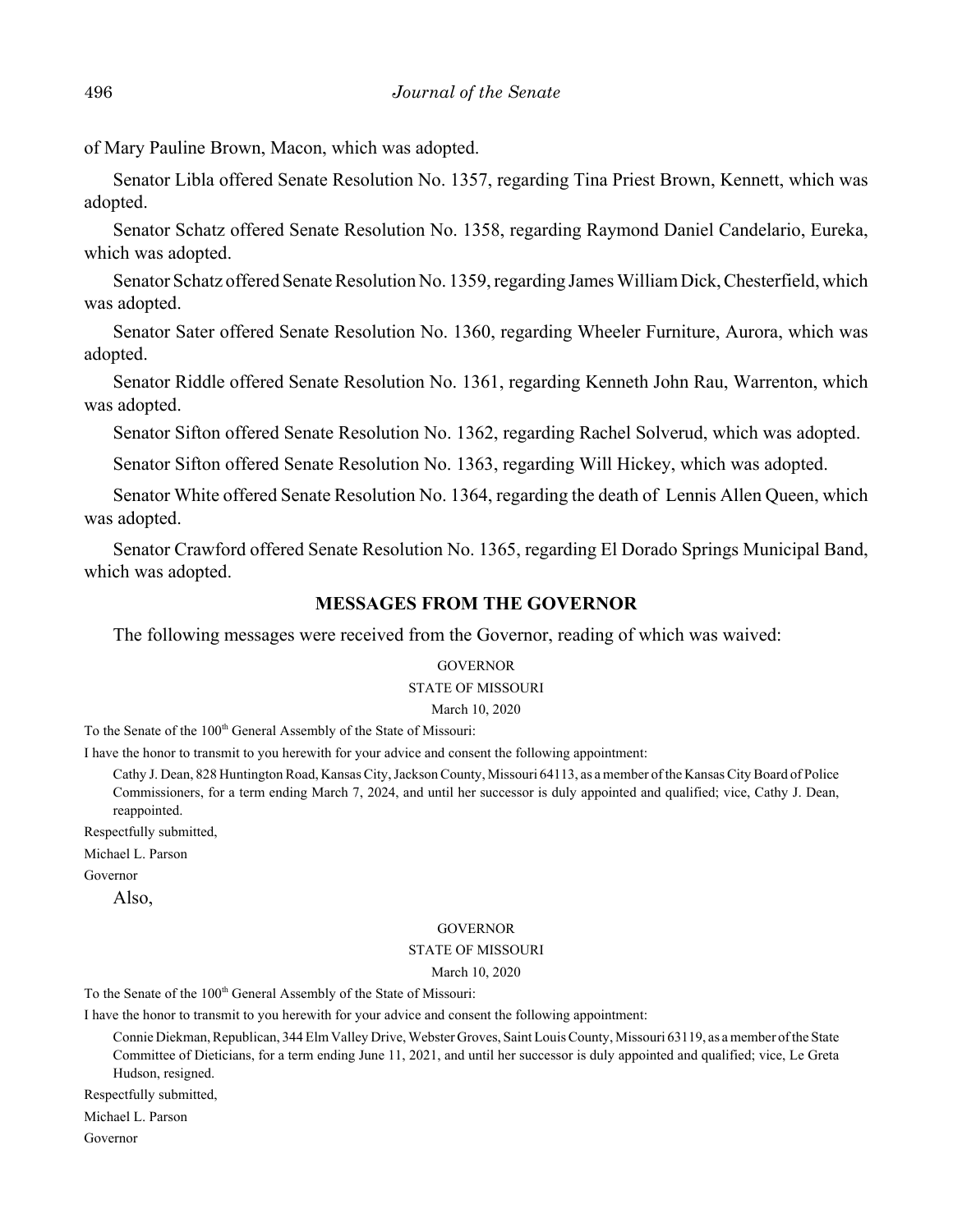of Mary Pauline Brown, Macon, which was adopted.

Senator Libla offered Senate Resolution No. 1357, regarding Tina Priest Brown, Kennett, which was adopted.

Senator Schatz offered Senate Resolution No. 1358, regarding Raymond Daniel Candelario, Eureka, which was adopted.

Senator Schatz offered Senate Resolution No. 1359, regarding James William Dick, Chesterfield, which was adopted.

Senator Sater offered Senate Resolution No. 1360, regarding Wheeler Furniture, Aurora, which was adopted.

Senator Riddle offered Senate Resolution No. 1361, regarding Kenneth John Rau, Warrenton, which was adopted.

Senator Sifton offered Senate Resolution No. 1362, regarding Rachel Solverud, which was adopted.

Senator Sifton offered Senate Resolution No. 1363, regarding Will Hickey, which was adopted.

Senator White offered Senate Resolution No. 1364, regarding the death of Lennis Allen Queen, which was adopted.

Senator Crawford offered Senate Resolution No. 1365, regarding El Dorado Springs Municipal Band, which was adopted.

## MESSAGES FROM THE GOVERNOR

The following messages were received from the Governor, reading of which was waived:

GOVERNOR

STATE OF MISSOURI

March 10, 2020

To the Senate of the 100th General Assembly of the State of Missouri:

I have the honor to transmit to you herewith for your advice and consent the following appointment:

Cathy J. Dean, 828 Huntington Road, Kansas City, Jackson County, Missouri 64113, as a member of the Kansas City Board of Police Commissioners, for a term ending March 7, 2024, and until her successor is duly appointed and qualified; vice, Cathy J. Dean, reappointed.

Respectfully submitted,

Michael L. Parson

Governor

Also,

GOVERNOR

STATE OF MISSOURI

March 10, 2020

To the Senate of the 100th General Assembly of the State of Missouri:

I have the honor to transmit to you herewith for your advice and consent the following appointment:

Connie Diekman, Republican, 344 Elm Valley Drive, Webster Groves, Saint Louis County, Missouri 63119, as a member of the State Committee of Dieticians, for a term ending June 11, 2021, and until her successor is duly appointed and qualified; vice, Le Greta Hudson, resigned.

Respectfully submitted,

Michael L. Parson

Governor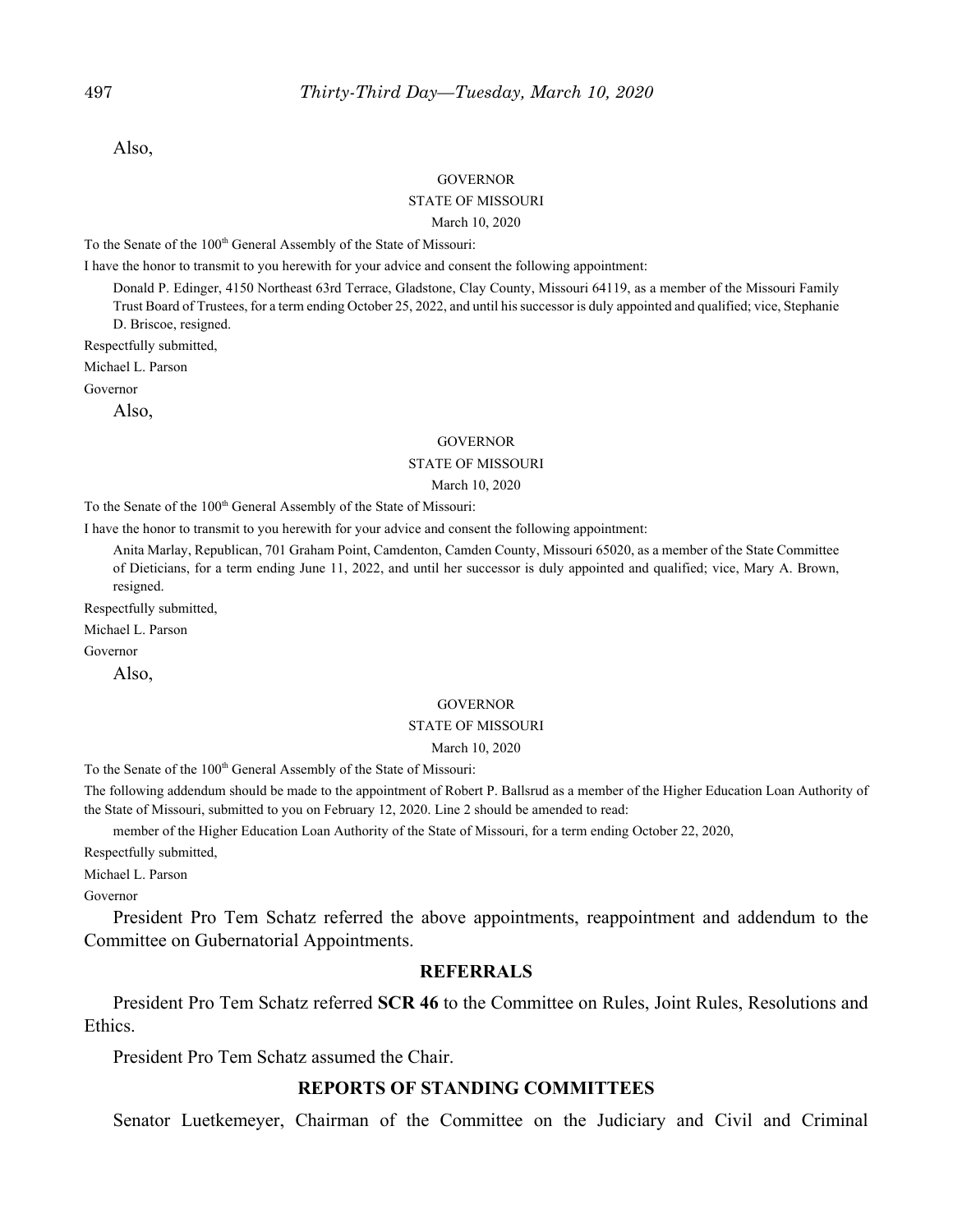Also,

GOVERNOR

STATE OF MISSOURI

March 10, 2020

To the Senate of the 100th General Assembly of the State of Missouri:

I have the honor to transmit to you herewith for your advice and consent the following appointment:

Donald P. Edinger, 4150 Northeast 63rd Terrace, Gladstone, Clay County, Missouri 64119, as a member of the Missouri Family Trust Board of Trustees, for a term ending October 25, 2022, and until his successor is duly appointed and qualified; vice, Stephanie D. Briscoe, resigned.

Respectfully submitted,

Michael L. Parson

Governor

Also,

GOVERNOR

STATE OF MISSOURI

March 10, 2020

To the Senate of the 100th General Assembly of the State of Missouri:

I have the honor to transmit to you herewith for your advice and consent the following appointment:

Anita Marlay, Republican, 701 Graham Point, Camdenton, Camden County, Missouri 65020, as a member of the State Committee of Dieticians, for a term ending June 11, 2022, and until her successor is duly appointed and qualified; vice, Mary A. Brown, resigned.

Respectfully submitted,

Michael L. Parson

Governor

Also,

GOVERNOR

STATE OF MISSOURI

March 10, 2020

To the Senate of the 100th General Assembly of the State of Missouri:

The following addendum should be made to the appointment of Robert P. Ballsrud as a member of the Higher Education Loan Authority of the State of Missouri, submitted to you on February 12, 2020. Line 2 should be amended to read:

member of the Higher Education Loan Authority of the State of Missouri, for a term ending October 22, 2020,

Respectfully submitted,

Michael L. Parson

Governor

President Pro Tem Schatz referred the above appointments, reappointment and addendum to the Committee on Gubernatorial Appointments.

## REFERRALS

President Pro Tem Schatz referred **SCR 46** to the Committee on Rules, Joint Rules, Resolutions and Ethics.

President Pro Tem Schatz assumed the Chair.

## REPORTS OF STANDING COMMITTEES

Senator Luetkemeyer, Chairman of the Committee on the Judiciary and Civil and Criminal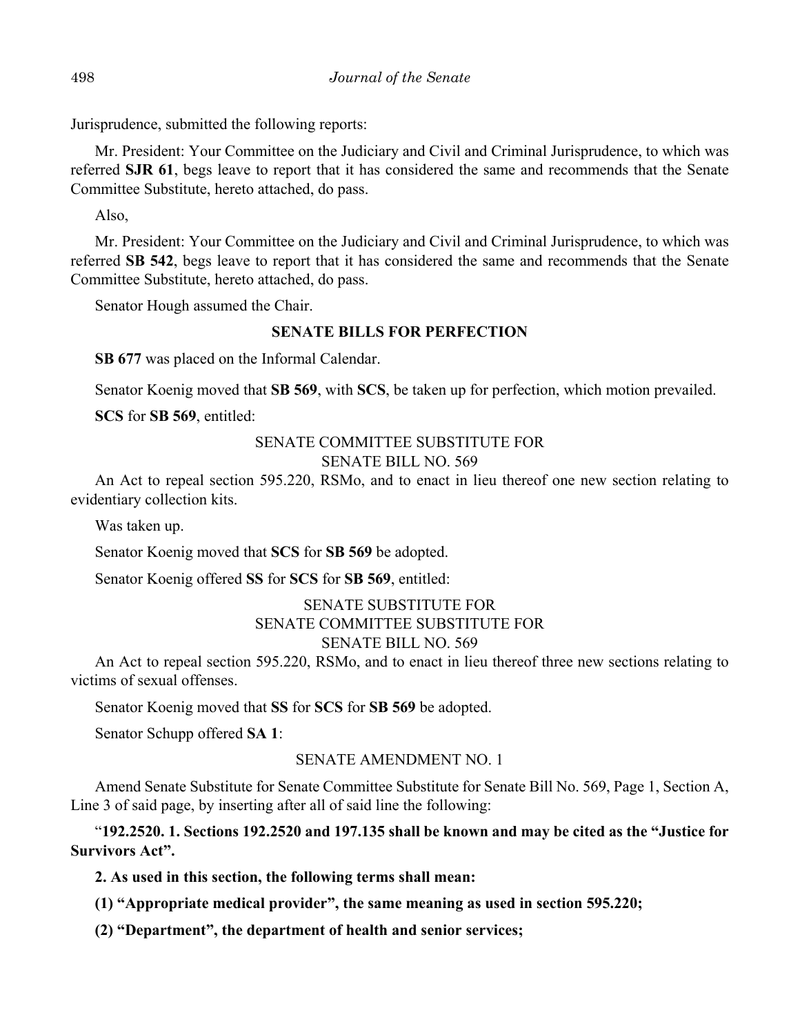Jurisprudence, submitted the following reports:

Mr. President: Your Committee on the Judiciary and Civil and Criminal Jurisprudence, to which was referred **SJR 61**, begs leave to report that it has considered the same and recommends that the Senate Committee Substitute, hereto attached, do pass.

Also,

Mr. President: Your Committee on the Judiciary and Civil and Criminal Jurisprudence, to which was referred **SB 542**, begs leave to report that it has considered the same and recommends that the Senate Committee Substitute, hereto attached, do pass.

Senator Hough assumed the Chair.

**SENATE BILLS FOR PERFECTION**

**SB 677** was placed on the Informal Calendar.

Senator Koenig moved that **SB 569**, with **SCS**, be taken up for perfection, which motion prevailed.

**SCS** for **SB 569**, entitled:

SENATE COMMITTEE SUBSTITUTE FOR
SENATE BILL NO. 569

An Act to repeal section 595.220, RSMo, and to enact in lieu thereof one new section relating to evidentiary collection kits.

Was taken up.

Senator Koenig moved that **SCS** for **SB 569** be adopted.

Senator Koenig offered **SS** for **SCS** for **SB 569**, entitled:

SENATE SUBSTITUTE FOR
SENATE COMMITTEE SUBSTITUTE FOR
SENATE BILL NO. 569

An Act to repeal section 595.220, RSMo, and to enact in lieu thereof three new sections relating to victims of sexual offenses.

Senator Koenig moved that **SS** for **SCS** for **SB 569** be adopted.

Senator Schupp offered **SA 1**:

SENATE AMENDMENT NO. 1

Amend Senate Substitute for Senate Committee Substitute for Senate Bill No. 569, Page 1, Section A, Line 3 of said page, by inserting after all of said line the following:

"**192.2520. 1. Sections 192.2520 and 197.135 shall be known and may be cited as the "Justice for Survivors Act".**

**2. As used in this section, the following terms shall mean:**

**(1) "Appropriate medical provider", the same meaning as used in section 595.220;**

**(2) "Department", the department of health and senior services;**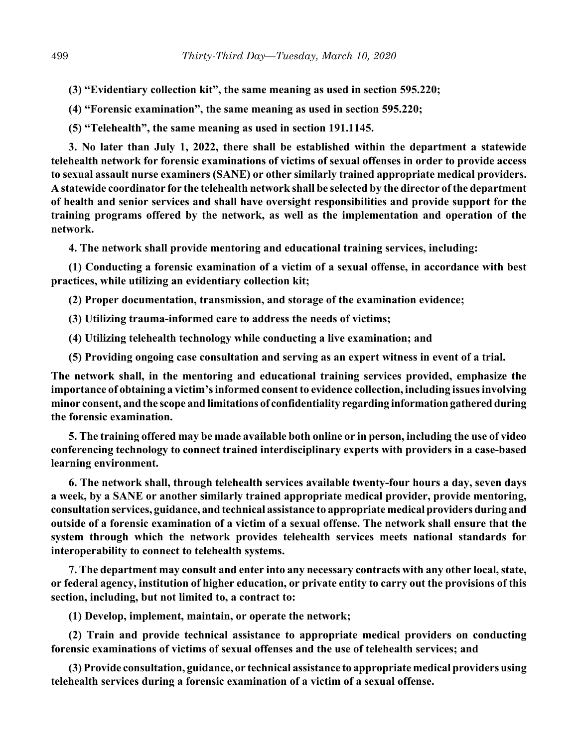**(3) "Evidentiary collection kit", the same meaning as used in section 595.220;**

**(4) "Forensic examination", the same meaning as used in section 595.220;**

**(5) "Telehealth", the same meaning as used in section 191.1145.**

**3. No later than July 1, 2022, there shall be established within the department a statewide telehealth network for forensic examinations of victims of sexual offenses in order to provide access to sexual assault nurse examiners (SANE) or other similarly trained appropriate medical providers. A statewide coordinator for the telehealth network shall be selected by the director of the department of health and senior services and shall have oversight responsibilities and provide support for the training programs offered by the network, as well as the implementation and operation of the network.**

**4. The network shall provide mentoring and educational training services, including:**

**(1) Conducting a forensic examination of a victim of a sexual offense, in accordance with best practices, while utilizing an evidentiary collection kit;**

**(2) Proper documentation, transmission, and storage of the examination evidence;**

**(3) Utilizing trauma-informed care to address the needs of victims;**

**(4) Utilizing telehealth technology while conducting a live examination; and**

**(5) Providing ongoing case consultation and serving as an expert witness in event of a trial.**

**The network shall, in the mentoring and educational training services provided, emphasize the importance of obtaining a victim's informed consent to evidence collection, including issues involving minor consent, and the scope and limitations of confidentiality regarding information gathered during the forensic examination.**

**5. The training offered may be made available both online or in person, including the use of video conferencing technology to connect trained interdisciplinary experts with providers in a case-based learning environment.**

**6. The network shall, through telehealth services available twenty-four hours a day, seven days a week, by a SANE or another similarly trained appropriate medical provider, provide mentoring, consultation services, guidance, and technical assistance to appropriate medical providers during and outside of a forensic examination of a victim of a sexual offense. The network shall ensure that the system through which the network provides telehealth services meets national standards for interoperability to connect to telehealth systems.**

**7. The department may consult and enter into any necessary contracts with any other local, state, or federal agency, institution of higher education, or private entity to carry out the provisions of this section, including, but not limited to, a contract to:**

**(1) Develop, implement, maintain, or operate the network;**

**(2) Train and provide technical assistance to appropriate medical providers on conducting forensic examinations of victims of sexual offenses and the use of telehealth services; and**

**(3) Provide consultation, guidance, or technical assistance to appropriate medical providers using telehealth services during a forensic examination of a victim of a sexual offense.**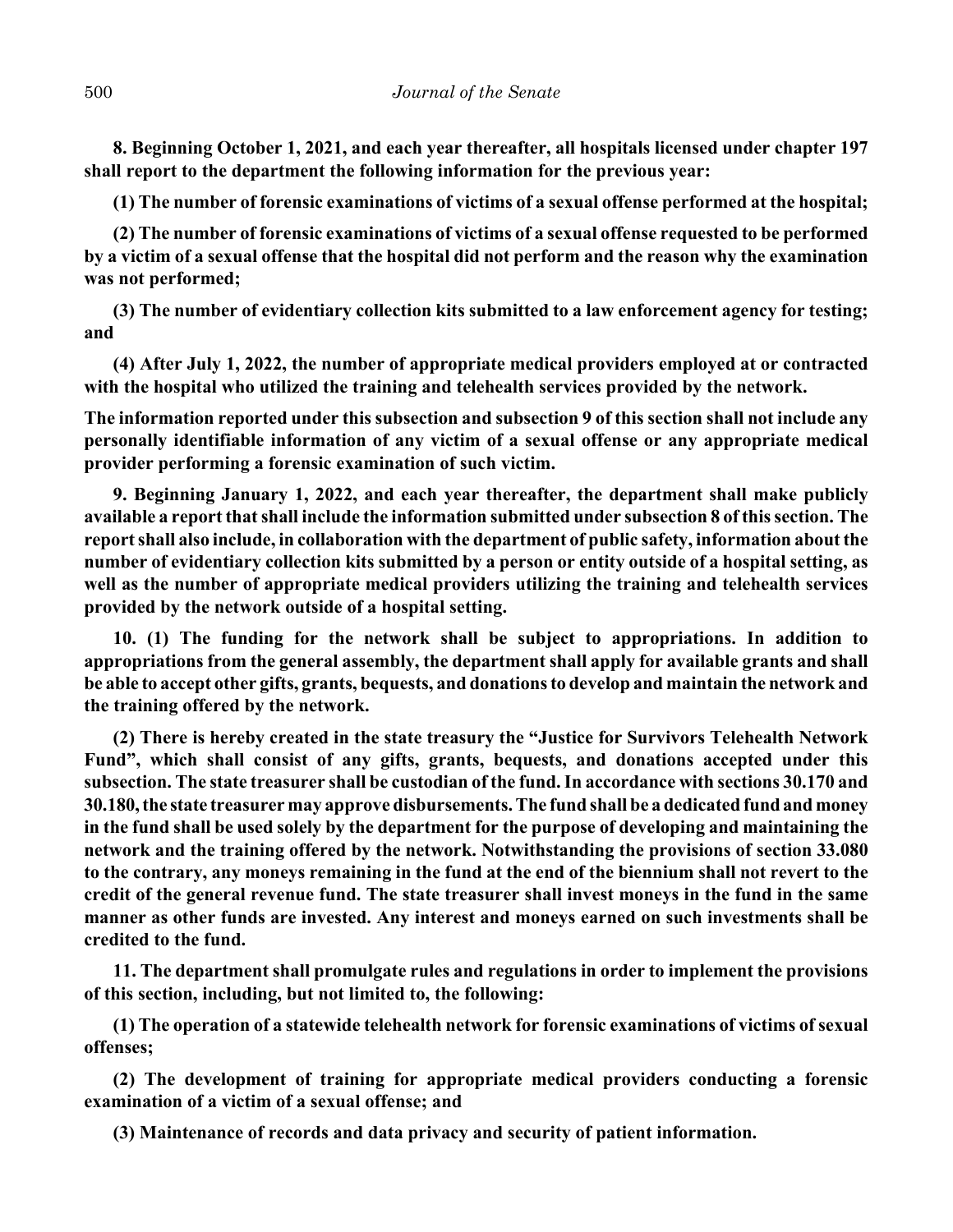**8. Beginning October 1, 2021, and each year thereafter, all hospitals licensed under chapter 197 shall report to the department the following information for the previous year:**

**(1) The number of forensic examinations of victims of a sexual offense performed at the hospital;**

**(2) The number of forensic examinations of victims of a sexual offense requested to be performed by a victim of a sexual offense that the hospital did not perform and the reason why the examination was not performed;**

**(3) The number of evidentiary collection kits submitted to a law enforcement agency for testing; and**

**(4) After July 1, 2022, the number of appropriate medical providers employed at or contracted with the hospital who utilized the training and telehealth services provided by the network.**

**The information reported under this subsection and subsection 9 of this section shall not include any personally identifiable information of any victim of a sexual offense or any appropriate medical provider performing a forensic examination of such victim.**

**9. Beginning January 1, 2022, and each year thereafter, the department shall make publicly available a report that shall include the information submitted under subsection 8 of this section. The report shall also include, in collaboration with the department of public safety, information about the number of evidentiary collection kits submitted by a person or entity outside of a hospital setting, as well as the number of appropriate medical providers utilizing the training and telehealth services provided by the network outside of a hospital setting.**

**10. (1) The funding for the network shall be subject to appropriations. In addition to appropriations from the general assembly, the department shall apply for available grants and shall be able to accept other gifts, grants, bequests, and donations to develop and maintain the network and the training offered by the network.**

**(2) There is hereby created in the state treasury the "Justice for Survivors Telehealth Network Fund", which shall consist of any gifts, grants, bequests, and donations accepted under this subsection. The state treasurer shall be custodian of the fund. In accordance with sections 30.170 and 30.180, the state treasurer may approve disbursements. The fund shall be a dedicated fund and money in the fund shall be used solely by the department for the purpose of developing and maintaining the network and the training offered by the network. Notwithstanding the provisions of section 33.080 to the contrary, any moneys remaining in the fund at the end of the biennium shall not revert to the credit of the general revenue fund. The state treasurer shall invest moneys in the fund in the same manner as other funds are invested. Any interest and moneys earned on such investments shall be credited to the fund.**

**11. The department shall promulgate rules and regulations in order to implement the provisions of this section, including, but not limited to, the following:**

**(1) The operation of a statewide telehealth network for forensic examinations of victims of sexual offenses;**

**(2) The development of training for appropriate medical providers conducting a forensic examination of a victim of a sexual offense; and**

**(3) Maintenance of records and data privacy and security of patient information.**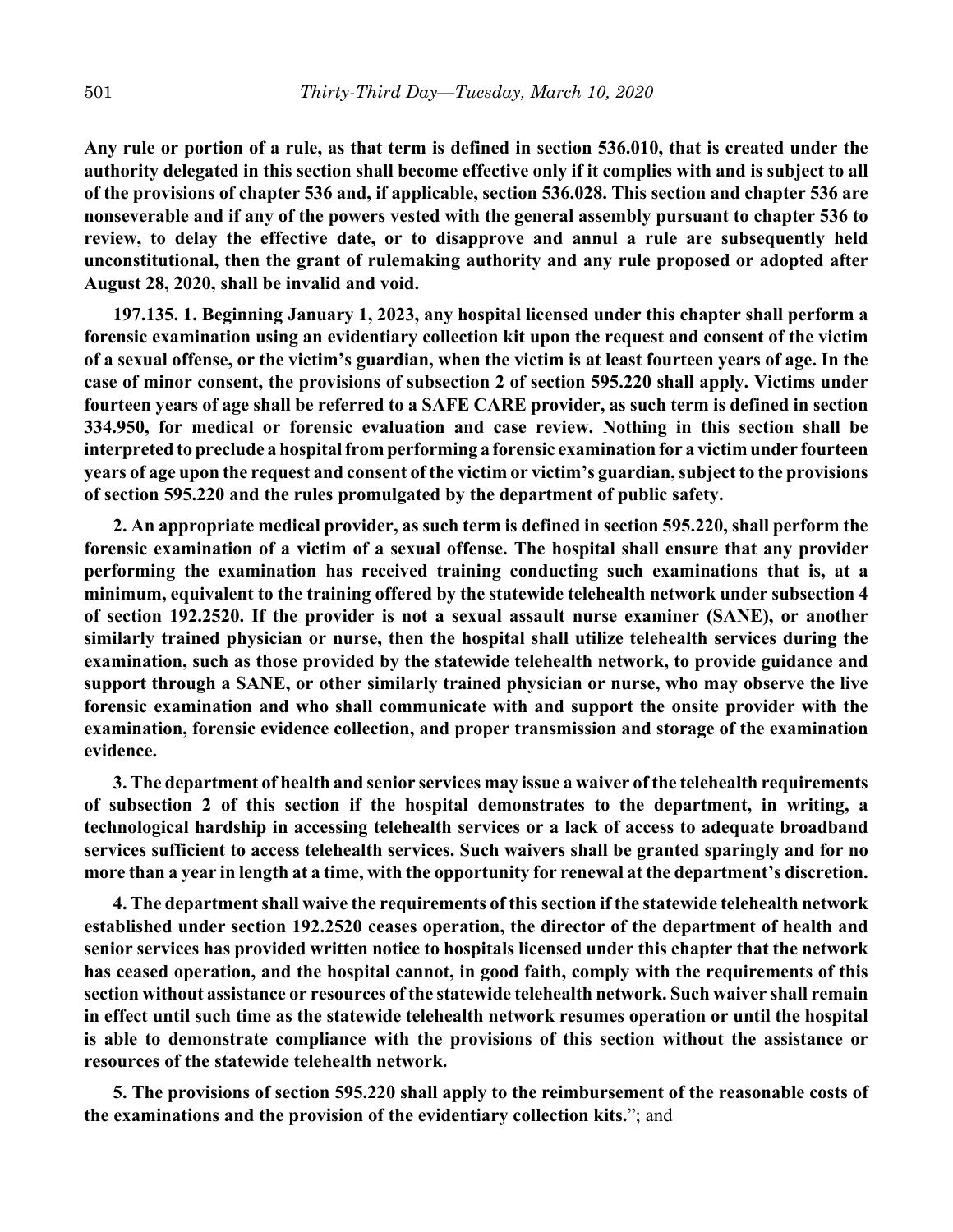**Any rule or portion of a rule, as that term is defined in section 536.010, that is created under the authority delegated in this section shall become effective only if it complies with and is subject to all of the provisions of chapter 536 and, if applicable, section 536.028. This section and chapter 536 are nonseverable and if any of the powers vested with the general assembly pursuant to chapter 536 to review, to delay the effective date, or to disapprove and annul a rule are subsequently held unconstitutional, then the grant of rulemaking authority and any rule proposed or adopted after August 28, 2020, shall be invalid and void.**

**197.135. 1. Beginning January 1, 2023, any hospital licensed under this chapter shall perform a forensic examination using an evidentiary collection kit upon the request and consent of the victim of a sexual offense, or the victim's guardian, when the victim is at least fourteen years of age. In the case of minor consent, the provisions of subsection 2 of section 595.220 shall apply. Victims under fourteen years of age shall be referred to a SAFE CARE provider, as such term is defined in section 334.950, for medical or forensic evaluation and case review. Nothing in this section shall be interpreted to preclude a hospital from performing a forensic examination for a victim under fourteen years of age upon the request and consent of the victim or victim's guardian, subject to the provisions of section 595.220 and the rules promulgated by the department of public safety.**

**2. An appropriate medical provider, as such term is defined in section 595.220, shall perform the forensic examination of a victim of a sexual offense. The hospital shall ensure that any provider performing the examination has received training conducting such examinations that is, at a minimum, equivalent to the training offered by the statewide telehealth network under subsection 4 of section 192.2520. If the provider is not a sexual assault nurse examiner (SANE), or another similarly trained physician or nurse, then the hospital shall utilize telehealth services during the examination, such as those provided by the statewide telehealth network, to provide guidance and support through a SANE, or other similarly trained physician or nurse, who may observe the live forensic examination and who shall communicate with and support the onsite provider with the examination, forensic evidence collection, and proper transmission and storage of the examination evidence.**

**3. The department of health and senior services may issue a waiver of the telehealth requirements of subsection 2 of this section if the hospital demonstrates to the department, in writing, a technological hardship in accessing telehealth services or a lack of access to adequate broadband services sufficient to access telehealth services. Such waivers shall be granted sparingly and for no more than a year in length at a time, with the opportunity for renewal at the department's discretion.**

**4. The department shall waive the requirements of this section if the statewide telehealth network established under section 192.2520 ceases operation, the director of the department of health and senior services has provided written notice to hospitals licensed under this chapter that the network has ceased operation, and the hospital cannot, in good faith, comply with the requirements of this section without assistance or resources of the statewide telehealth network. Such waiver shall remain in effect until such time as the statewide telehealth network resumes operation or until the hospital is able to demonstrate compliance with the provisions of this section without the assistance or resources of the statewide telehealth network.**

**5. The provisions of section 595.220 shall apply to the reimbursement of the reasonable costs of the examinations and the provision of the evidentiary collection kits.**"; and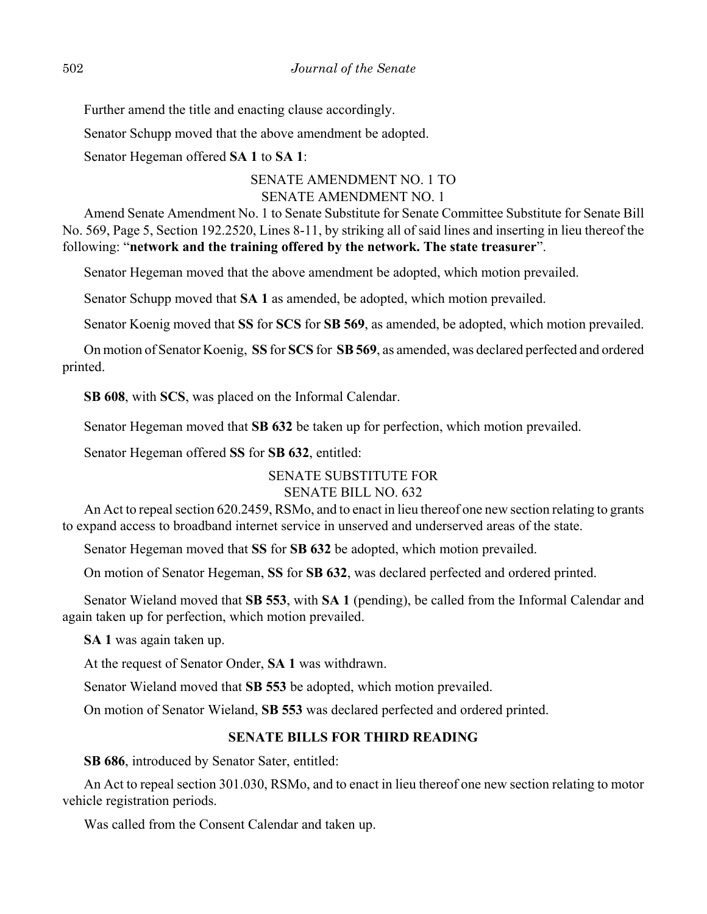Further amend the title and enacting clause accordingly.

Senator Schupp moved that the above amendment be adopted.

Senator Hegeman offered **SA 1** to **SA 1**:

SENATE AMENDMENT NO. 1 TO
SENATE AMENDMENT NO. 1

Amend Senate Amendment No. 1 to Senate Substitute for Senate Committee Substitute for Senate Bill No. 569, Page 5, Section 192.2520, Lines 8-11, by striking all of said lines and inserting in lieu thereof the following: "**network and the training offered by the network. The state treasurer**".

Senator Hegeman moved that the above amendment be adopted, which motion prevailed.

Senator Schupp moved that **SA 1** as amended, be adopted, which motion prevailed.

Senator Koenig moved that **SS** for **SCS** for **SB 569**, as amended, be adopted, which motion prevailed.

On motion of Senator Koenig, **SS** for **SCS** for **SB 569**, as amended, was declared perfected and ordered printed.

**SB 608**, with **SCS**, was placed on the Informal Calendar.

Senator Hegeman moved that **SB 632** be taken up for perfection, which motion prevailed.

Senator Hegeman offered **SS** for **SB 632**, entitled:

SENATE SUBSTITUTE FOR
SENATE BILL NO. 632

An Act to repeal section 620.2459, RSMo, and to enact in lieu thereof one new section relating to grants to expand access to broadband internet service in unserved and underserved areas of the state.

Senator Hegeman moved that **SS** for **SB 632** be adopted, which motion prevailed.

On motion of Senator Hegeman, **SS** for **SB 632**, was declared perfected and ordered printed.

Senator Wieland moved that **SB 553**, with **SA 1** (pending), be called from the Informal Calendar and again taken up for perfection, which motion prevailed.

**SA 1** was again taken up.

At the request of Senator Onder, **SA 1** was withdrawn.

Senator Wieland moved that **SB 553** be adopted, which motion prevailed.

On motion of Senator Wieland, **SB 553** was declared perfected and ordered printed.

## SENATE BILLS FOR THIRD READING

**SB 686**, introduced by Senator Sater, entitled:

An Act to repeal section 301.030, RSMo, and to enact in lieu thereof one new section relating to motor vehicle registration periods.

Was called from the Consent Calendar and taken up.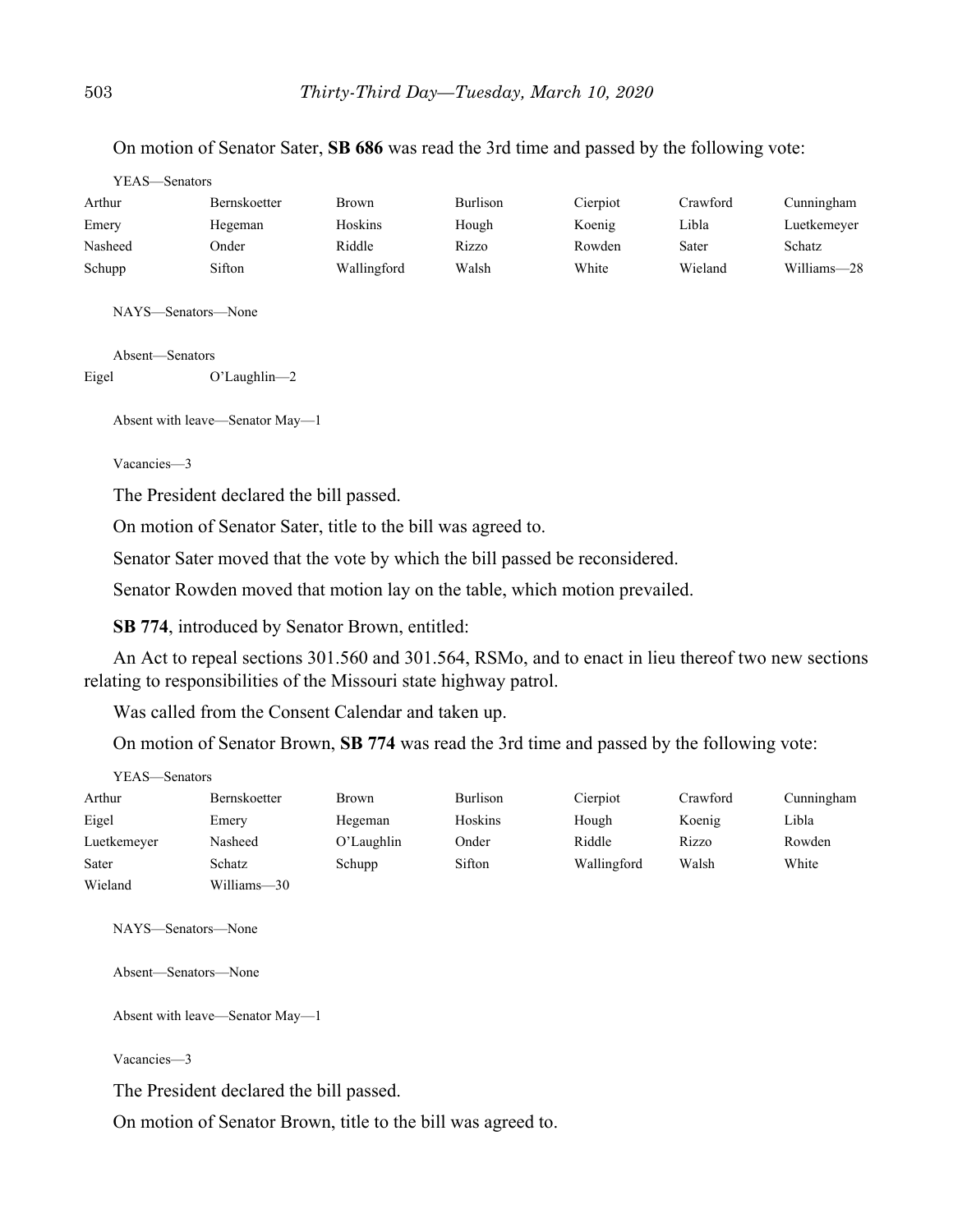On motion of Senator Sater, **SB 686** was read the 3rd time and passed by the following vote:

YEAS—Senators

| | | | | | | |
|---|---|---|---|---|---|---|
| Arthur | Bernskoetter | Brown | Burlison | Cierpiot | Crawford | Cunningham |
| Emery | Hegeman | Hoskins | Hough | Koenig | Libla | Luetkemeyer |
| Nasheed | Onder | Riddle | Rizzo | Rowden | Sater | Schatz |
| Schupp | Sifton | Wallingford | Walsh | White | Wieland | Williams—28 |

NAYS—Senators—None

Absent—Senators

| | |
|---|---|
| Eigel | O'Laughlin—2 |

Absent with leave—Senator May—1

Vacancies—3

The President declared the bill passed.

On motion of Senator Sater, title to the bill was agreed to.

Senator Sater moved that the vote by which the bill passed be reconsidered.

Senator Rowden moved that motion lay on the table, which motion prevailed.

**SB 774**, introduced by Senator Brown, entitled:

An Act to repeal sections 301.560 and 301.564, RSMo, and to enact in lieu thereof two new sections relating to responsibilities of the Missouri state highway patrol.

Was called from the Consent Calendar and taken up.

On motion of Senator Brown, **SB 774** was read the 3rd time and passed by the following vote:

YEAS—Senators

| | | | | | | |
|---|---|---|---|---|---|---|
| Arthur | Bernskoetter | Brown | Burlison | Cierpiot | Crawford | Cunningham |
| Eigel | Emery | Hegeman | Hoskins | Hough | Koenig | Libla |
| Luetkemeyer | Nasheed | O'Laughlin | Onder | Riddle | Rizzo | Rowden |
| Sater | Schatz | Schupp | Sifton | Wallingford | Walsh | White |
| Wieland | Williams—30 | | | | | |

NAYS—Senators—None

Absent—Senators—None

Absent with leave—Senator May—1

Vacancies—3

The President declared the bill passed.

On motion of Senator Brown, title to the bill was agreed to.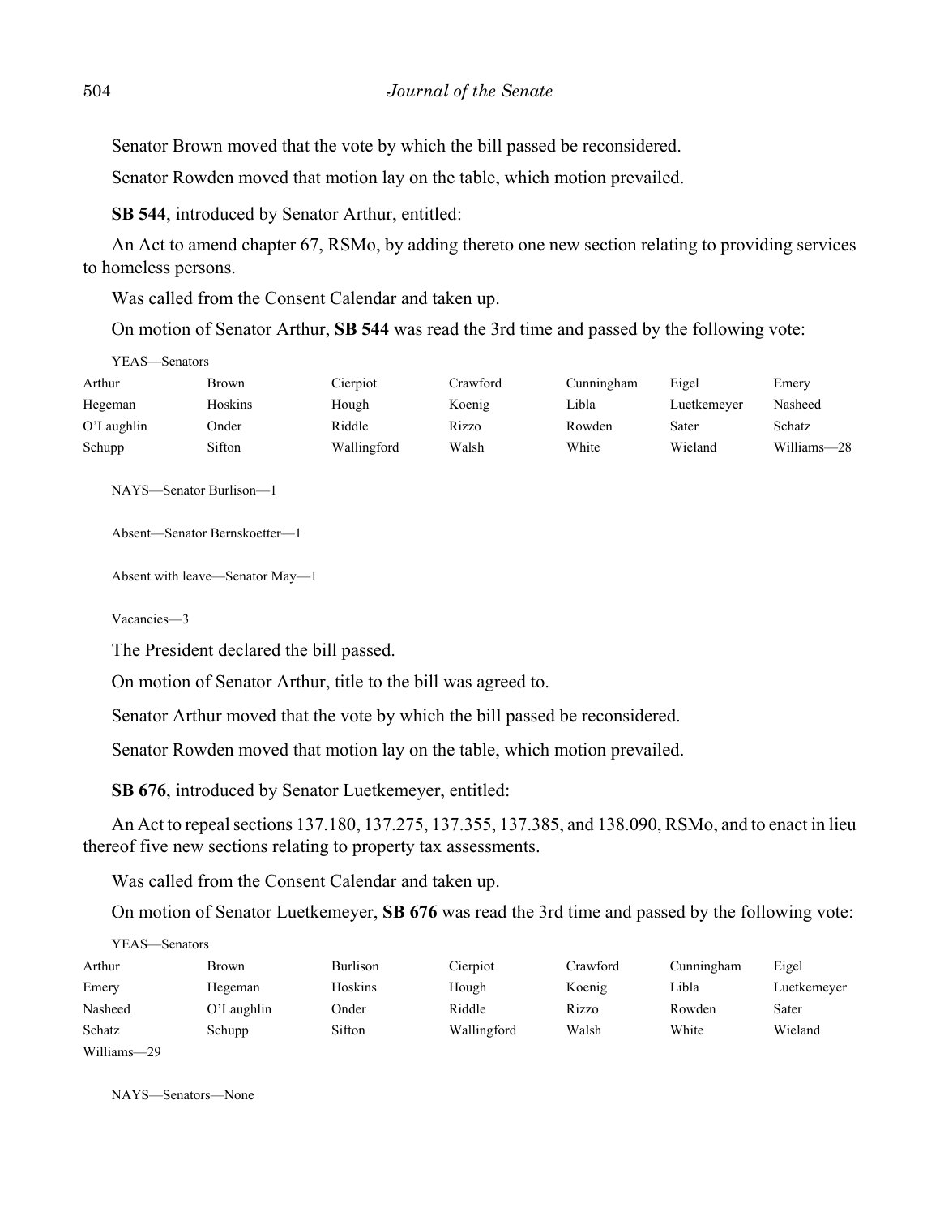Senator Brown moved that the vote by which the bill passed be reconsidered.

Senator Rowden moved that motion lay on the table, which motion prevailed.

**SB 544**, introduced by Senator Arthur, entitled:

An Act to amend chapter 67, RSMo, by adding thereto one new section relating to providing services to homeless persons.

Was called from the Consent Calendar and taken up.

On motion of Senator Arthur, **SB 544** was read the 3rd time and passed by the following vote:

YEAS—Senators

| | | | | | | |
|---|---|---|---|---|---|---|
| Arthur | Brown | Cierpiot | Crawford | Cunningham | Eigel | Emery |
| Hegeman | Hoskins | Hough | Koenig | Libla | Luetkemeyer | Nasheed |
| O'Laughlin | Onder | Riddle | Rizzo | Rowden | Sater | Schatz |
| Schupp | Sifton | Wallingford | Walsh | White | Wieland | Williams—28 |

NAYS—Senator Burlison—1

Absent—Senator Bernskoetter—1

Absent with leave—Senator May—1

Vacancies—3

The President declared the bill passed.

On motion of Senator Arthur, title to the bill was agreed to.

Senator Arthur moved that the vote by which the bill passed be reconsidered.

Senator Rowden moved that motion lay on the table, which motion prevailed.

**SB 676**, introduced by Senator Luetkemeyer, entitled:

An Act to repeal sections 137.180, 137.275, 137.355, 137.385, and 138.090, RSMo, and to enact in lieu thereof five new sections relating to property tax assessments.

Was called from the Consent Calendar and taken up.

On motion of Senator Luetkemeyer, **SB 676** was read the 3rd time and passed by the following vote:

YEAS—Senators

| | | | | | | |
|---|---|---|---|---|---|---|
| Arthur | Brown | Burlison | Cierpiot | Crawford | Cunningham | Eigel |
| Emery | Hegeman | Hoskins | Hough | Koenig | Libla | Luetkemeyer |
| Nasheed | O'Laughlin | Onder | Riddle | Rizzo | Rowden | Sater |
| Schatz | Schupp | Sifton | Wallingford | Walsh | White | Wieland |
| Williams—29 | | | | | | |

NAYS—Senators—None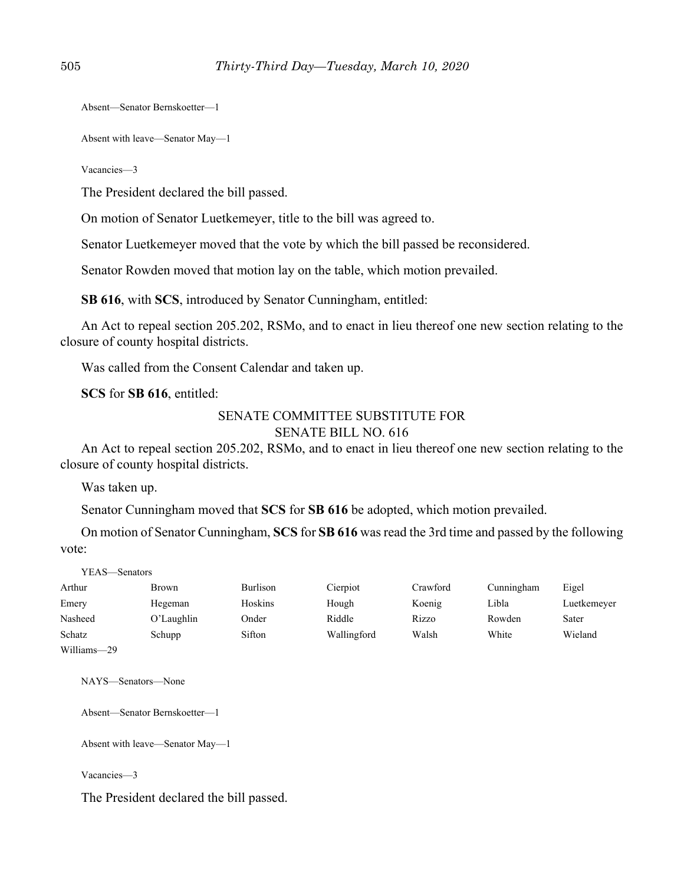Absent—Senator Bernskoetter—1

Absent with leave—Senator May—1

Vacancies—3

The President declared the bill passed.

On motion of Senator Luetkemeyer, title to the bill was agreed to.

Senator Luetkemeyer moved that the vote by which the bill passed be reconsidered.

Senator Rowden moved that motion lay on the table, which motion prevailed.

**SB 616**, with **SCS**, introduced by Senator Cunningham, entitled:

An Act to repeal section 205.202, RSMo, and to enact in lieu thereof one new section relating to the closure of county hospital districts.

Was called from the Consent Calendar and taken up.

**SCS** for **SB 616**, entitled:

SENATE COMMITTEE SUBSTITUTE FOR
SENATE BILL NO. 616

An Act to repeal section 205.202, RSMo, and to enact in lieu thereof one new section relating to the closure of county hospital districts.

Was taken up.

Senator Cunningham moved that **SCS** for **SB 616** be adopted, which motion prevailed.

On motion of Senator Cunningham, **SCS** for **SB 616** was read the 3rd time and passed by the following vote:

YEAS—Senators

| | | | | | | |
|---|---|---|---|---|---|---|
| Arthur | Brown | Burlison | Cierpiot | Crawford | Cunningham | Eigel |
| Emery | Hegeman | Hoskins | Hough | Koenig | Libla | Luetkemeyer |
| Nasheed | O'Laughlin | Onder | Riddle | Rizzo | Rowden | Sater |
| Schatz | Schupp | Sifton | Wallingford | Walsh | White | Wieland |
| Williams—29 | | | | | | |

NAYS—Senators—None

Absent—Senator Bernskoetter—1

Absent with leave—Senator May—1

Vacancies—3

The President declared the bill passed.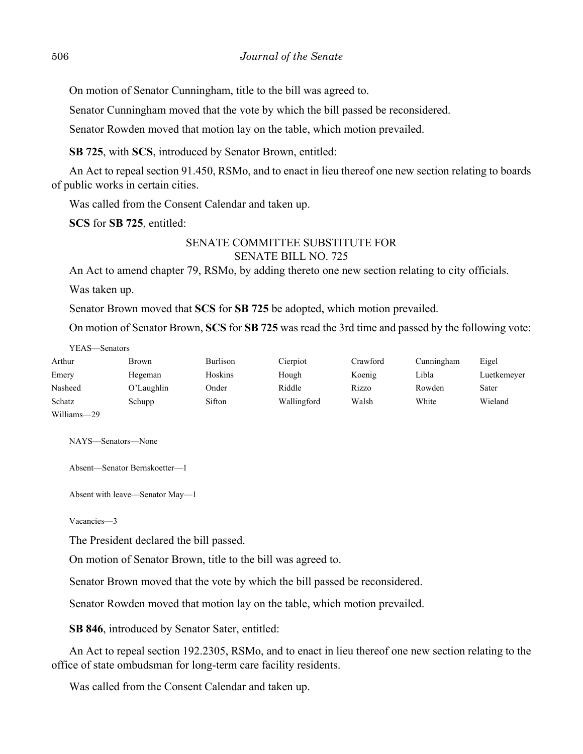On motion of Senator Cunningham, title to the bill was agreed to.

Senator Cunningham moved that the vote by which the bill passed be reconsidered.

Senator Rowden moved that motion lay on the table, which motion prevailed.

**SB 725**, with **SCS**, introduced by Senator Brown, entitled:

An Act to repeal section 91.450, RSMo, and to enact in lieu thereof one new section relating to boards of public works in certain cities.

Was called from the Consent Calendar and taken up.

**SCS** for **SB 725**, entitled:

SENATE COMMITTEE SUBSTITUTE FOR
SENATE BILL NO. 725

An Act to amend chapter 79, RSMo, by adding thereto one new section relating to city officials.

Was taken up.

Senator Brown moved that **SCS** for **SB 725** be adopted, which motion prevailed.

On motion of Senator Brown, **SCS** for **SB 725** was read the 3rd time and passed by the following vote:

YEAS—Senators

| | | | | | | |
|---|---|---|---|---|---|---|
| Arthur | Brown | Burlison | Cierpiot | Crawford | Cunningham | Eigel |
| Emery | Hegeman | Hoskins | Hough | Koenig | Libla | Luetkemeyer |
| Nasheed | O'Laughlin | Onder | Riddle | Rizzo | Rowden | Sater |
| Schatz | Schupp | Sifton | Wallingford | Walsh | White | Wieland |
| Williams—29 | | | | | | |

NAYS—Senators—None

Absent—Senator Bernskoetter—1

Absent with leave—Senator May—1

Vacancies—3

The President declared the bill passed.

On motion of Senator Brown, title to the bill was agreed to.

Senator Brown moved that the vote by which the bill passed be reconsidered.

Senator Rowden moved that motion lay on the table, which motion prevailed.

**SB 846**, introduced by Senator Sater, entitled:

An Act to repeal section 192.2305, RSMo, and to enact in lieu thereof one new section relating to the office of state ombudsman for long-term care facility residents.

Was called from the Consent Calendar and taken up.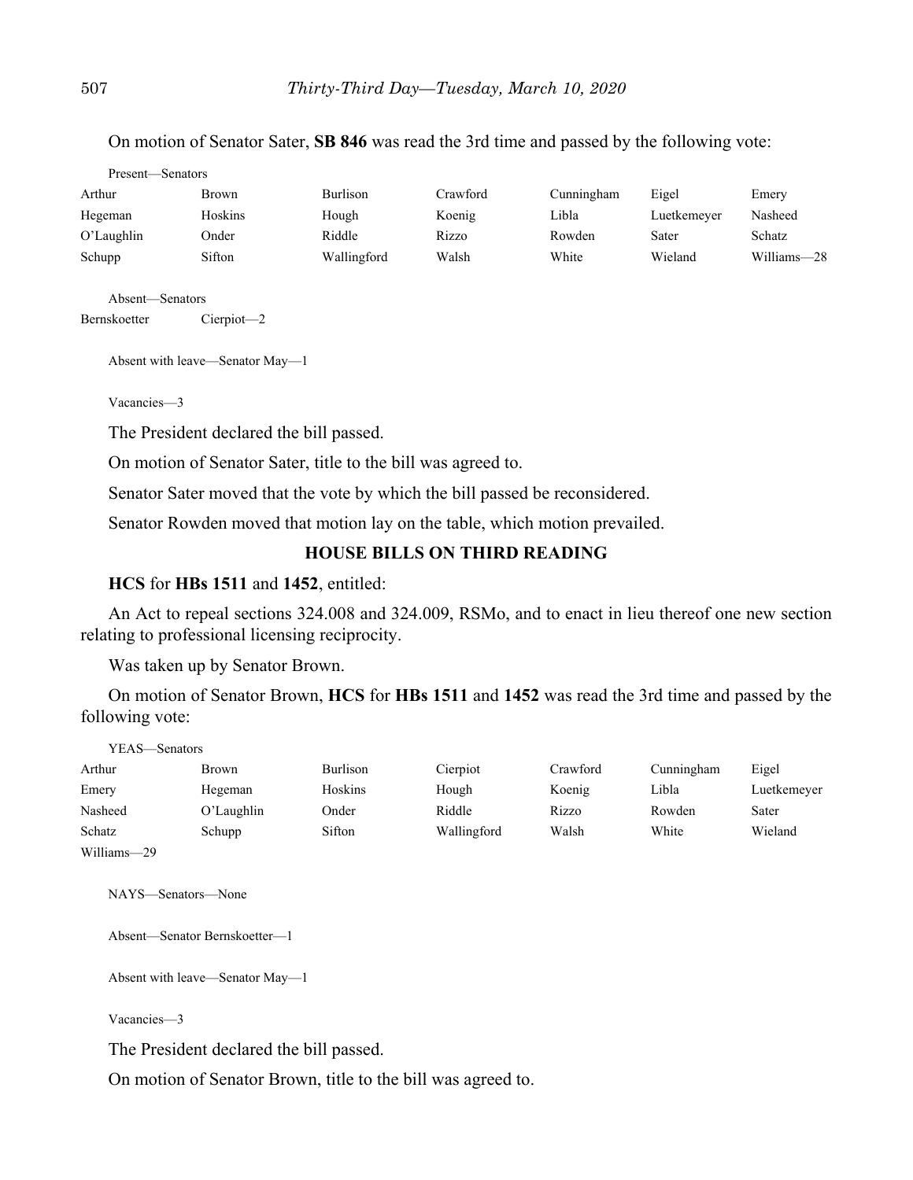On motion of Senator Sater, **SB 846** was read the 3rd time and passed by the following vote:

Present—Senators

| | | | | | | |
|---|---|---|---|---|---|---|
| Arthur | Brown | Burlison | Crawford | Cunningham | Eigel | Emery |
| Hegeman | Hoskins | Hough | Koenig | Libla | Luetkemeyer | Nasheed |
| O'Laughlin | Onder | Riddle | Rizzo | Rowden | Sater | Schatz |
| Schupp | Sifton | Wallingford | Walsh | White | Wieland | Williams—28 |

Absent—Senators

Bernskoetter Cierpiot—2

Absent with leave—Senator May—1

Vacancies—3

The President declared the bill passed.

On motion of Senator Sater, title to the bill was agreed to.

Senator Sater moved that the vote by which the bill passed be reconsidered.

Senator Rowden moved that motion lay on the table, which motion prevailed.

## HOUSE BILLS ON THIRD READING

**HCS** for **HBs 1511** and **1452**, entitled:

An Act to repeal sections 324.008 and 324.009, RSMo, and to enact in lieu thereof one new section relating to professional licensing reciprocity.

Was taken up by Senator Brown.

On motion of Senator Brown, **HCS** for **HBs 1511** and **1452** was read the 3rd time and passed by the following vote:

YEAS—Senators

| | | | | | | |
|---|---|---|---|---|---|---|
| Arthur | Brown | Burlison | Cierpiot | Crawford | Cunningham | Eigel |
| Emery | Hegeman | Hoskins | Hough | Koenig | Libla | Luetkemeyer |
| Nasheed | O'Laughlin | Onder | Riddle | Rizzo | Rowden | Sater |
| Schatz | Schupp | Sifton | Wallingford | Walsh | White | Wieland |
| Williams—29 | | | | | | |

NAYS—Senators—None

Absent—Senator Bernskoetter—1

Absent with leave—Senator May—1

Vacancies—3

The President declared the bill passed.

On motion of Senator Brown, title to the bill was agreed to.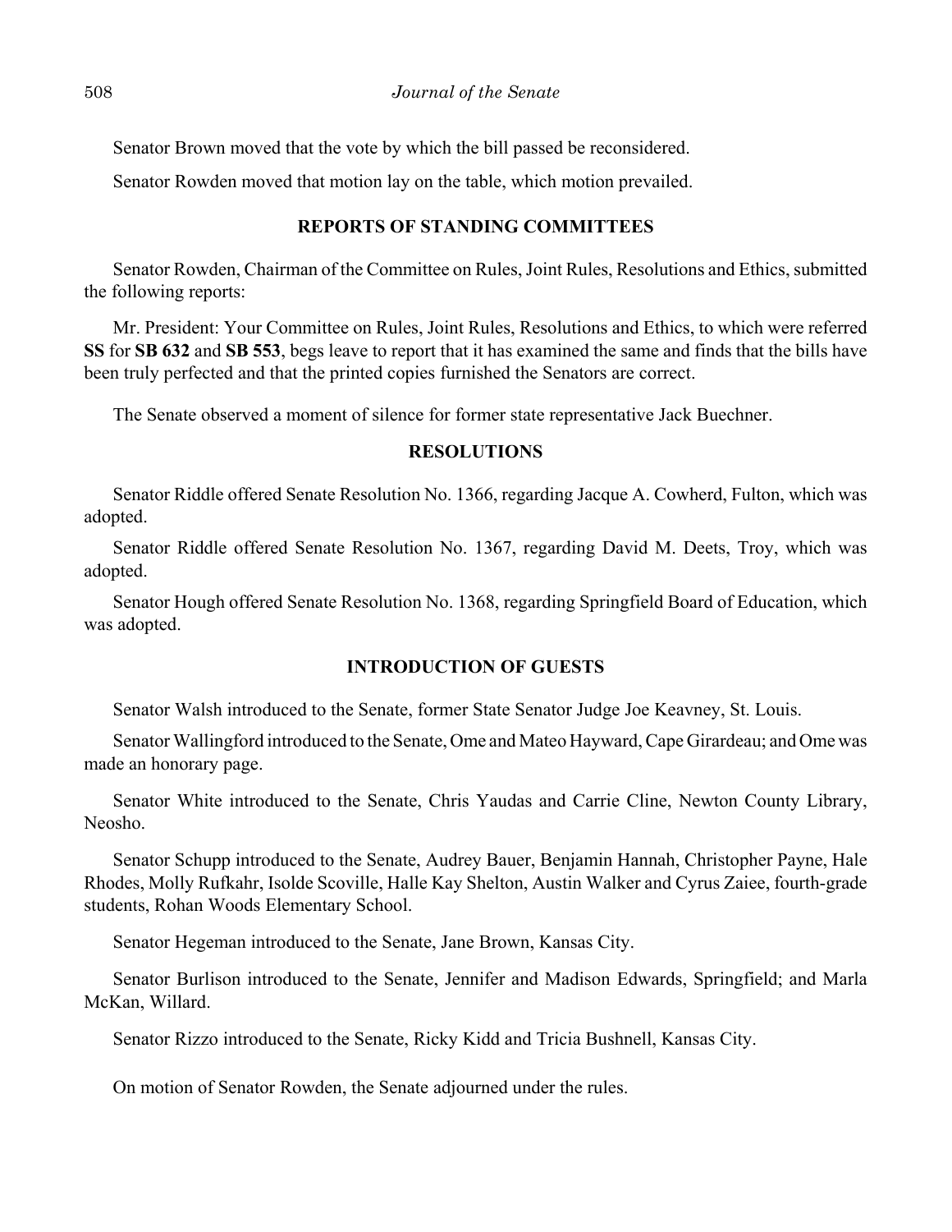Senator Brown moved that the vote by which the bill passed be reconsidered.

Senator Rowden moved that motion lay on the table, which motion prevailed.

## REPORTS OF STANDING COMMITTEES

Senator Rowden, Chairman of the Committee on Rules, Joint Rules, Resolutions and Ethics, submitted the following reports:

Mr. President: Your Committee on Rules, Joint Rules, Resolutions and Ethics, to which were referred **SS** for **SB 632** and **SB 553**, begs leave to report that it has examined the same and finds that the bills have been truly perfected and that the printed copies furnished the Senators are correct.

The Senate observed a moment of silence for former state representative Jack Buechner.

## RESOLUTIONS

Senator Riddle offered Senate Resolution No. 1366, regarding Jacque A. Cowherd, Fulton, which was adopted.

Senator Riddle offered Senate Resolution No. 1367, regarding David M. Deets, Troy, which was adopted.

Senator Hough offered Senate Resolution No. 1368, regarding Springfield Board of Education, which was adopted.

## INTRODUCTION OF GUESTS

Senator Walsh introduced to the Senate, former State Senator Judge Joe Keavney, St. Louis.

Senator Wallingford introduced to the Senate, Ome and Mateo Hayward, Cape Girardeau; and Ome was made an honorary page.

Senator White introduced to the Senate, Chris Yaudas and Carrie Cline, Newton County Library, Neosho.

Senator Schupp introduced to the Senate, Audrey Bauer, Benjamin Hannah, Christopher Payne, Hale Rhodes, Molly Rufkahr, Isolde Scoville, Halle Kay Shelton, Austin Walker and Cyrus Zaiee, fourth-grade students, Rohan Woods Elementary School.

Senator Hegeman introduced to the Senate, Jane Brown, Kansas City.

Senator Burlison introduced to the Senate, Jennifer and Madison Edwards, Springfield; and Marla McKan, Willard.

Senator Rizzo introduced to the Senate, Ricky Kidd and Tricia Bushnell, Kansas City.

On motion of Senator Rowden, the Senate adjourned under the rules.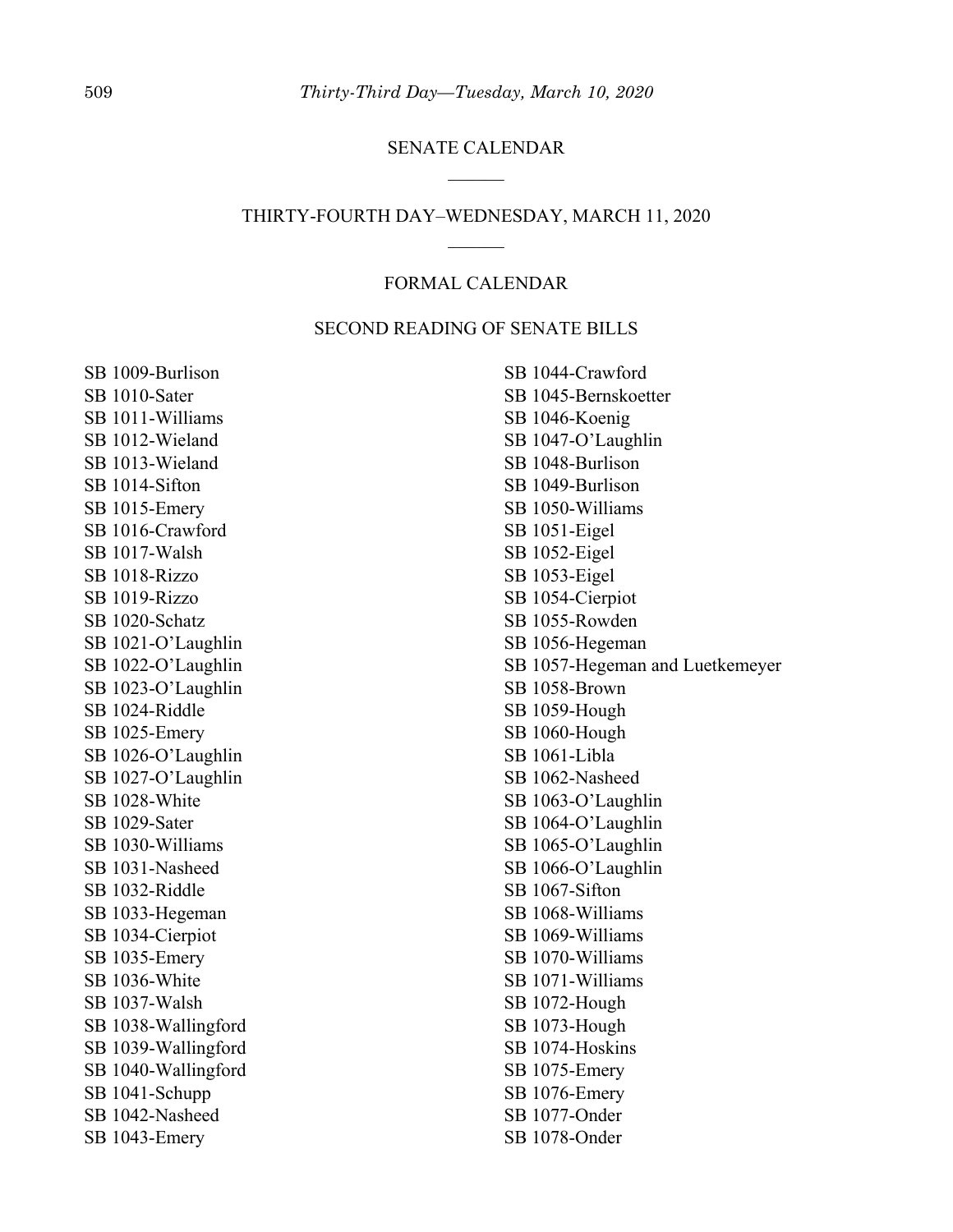## SENATE CALENDAR

## THIRTY-FOURTH DAY–WEDNESDAY, MARCH 11, 2020

### FORMAL CALENDAR

### SECOND READING OF SENATE BILLS

SB 1009-Burlison
SB 1010-Sater
SB 1011-Williams
SB 1012-Wieland
SB 1013-Wieland
SB 1014-Sifton
SB 1015-Emery
SB 1016-Crawford
SB 1017-Walsh
SB 1018-Rizzo
SB 1019-Rizzo
SB 1020-Schatz
SB 1021-O'Laughlin
SB 1022-O'Laughlin
SB 1023-O'Laughlin
SB 1024-Riddle
SB 1025-Emery
SB 1026-O'Laughlin
SB 1027-O'Laughlin
SB 1028-White
SB 1029-Sater
SB 1030-Williams
SB 1031-Nasheed
SB 1032-Riddle
SB 1033-Hegeman
SB 1034-Cierpiot
SB 1035-Emery
SB 1036-White
SB 1037-Walsh
SB 1038-Wallingford
SB 1039-Wallingford
SB 1040-Wallingford
SB 1041-Schupp
SB 1042-Nasheed
SB 1043-Emery
SB 1044-Crawford
SB 1045-Bernskoetter
SB 1046-Koenig
SB 1047-O'Laughlin
SB 1048-Burlison
SB 1049-Burlison
SB 1050-Williams
SB 1051-Eigel
SB 1052-Eigel
SB 1053-Eigel
SB 1054-Cierpiot
SB 1055-Rowden
SB 1056-Hegeman
SB 1057-Hegeman and Luetkemeyer
SB 1058-Brown
SB 1059-Hough
SB 1060-Hough
SB 1061-Libla
SB 1062-Nasheed
SB 1063-O'Laughlin
SB 1064-O'Laughlin
SB 1065-O'Laughlin
SB 1066-O'Laughlin
SB 1067-Sifton
SB 1068-Williams
SB 1069-Williams
SB 1070-Williams
SB 1071-Williams
SB 1072-Hough
SB 1073-Hough
SB 1074-Hoskins
SB 1075-Emery
SB 1076-Emery
SB 1077-Onder
SB 1078-Onder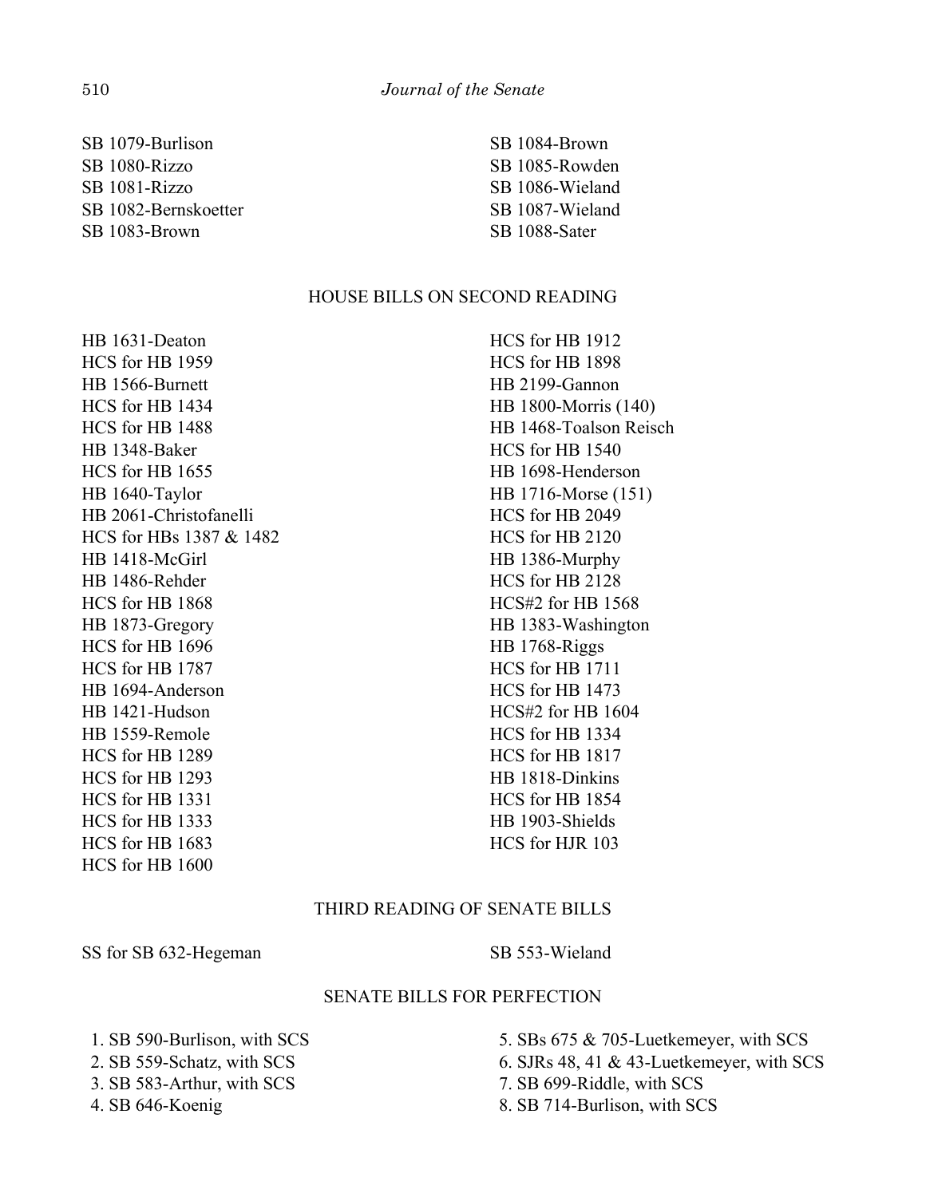SB 1079-Burlison
SB 1080-Rizzo
SB 1081-Rizzo
SB 1082-Bernskoetter
SB 1083-Brown
SB 1084-Brown
SB 1085-Rowden
SB 1086-Wieland
SB 1087-Wieland
SB 1088-Sater

## HOUSE BILLS ON SECOND READING

HB 1631-Deaton
HCS for HB 1959
HB 1566-Burnett
HCS for HB 1434
HCS for HB 1488
HB 1348-Baker
HCS for HB 1655
HB 1640-Taylor
HB 2061-Christofanelli
HCS for HBs 1387 & 1482
HB 1418-McGirl
HB 1486-Rehder
HCS for HB 1868
HB 1873-Gregory
HCS for HB 1696
HCS for HB 1787
HB 1694-Anderson
HB 1421-Hudson
HB 1559-Remole
HCS for HB 1289
HCS for HB 1293
HCS for HB 1331
HCS for HB 1333
HCS for HB 1683
HCS for HB 1600
HCS for HB 1912
HCS for HB 1898
HB 2199-Gannon
HB 1800-Morris (140)
HB 1468-Toalson Reisch
HCS for HB 1540
HB 1698-Henderson
HB 1716-Morse (151)
HCS for HB 2049
HCS for HB 2120
HB 1386-Murphy
HCS for HB 2128
HCS#2 for HB 1568
HB 1383-Washington
HB 1768-Riggs
HCS for HB 1711
HCS for HB 1473
HCS#2 for HB 1604
HCS for HB 1334
HCS for HB 1817
HB 1818-Dinkins
HCS for HB 1854
HB 1903-Shields
HCS for HJR 103

## THIRD READING OF SENATE BILLS

SS for SB 632-Hegeman
SB 553-Wieland

## SENATE BILLS FOR PERFECTION

1. SB 590-Burlison, with SCS
2. SB 559-Schatz, with SCS
3. SB 583-Arthur, with SCS
4. SB 646-Koenig
5. SBs 675 & 705-Luetkemeyer, with SCS
6. SJRs 48, 41 & 43-Luetkemeyer, with SCS
7. SB 699-Riddle, with SCS
8. SB 714-Burlison, with SCS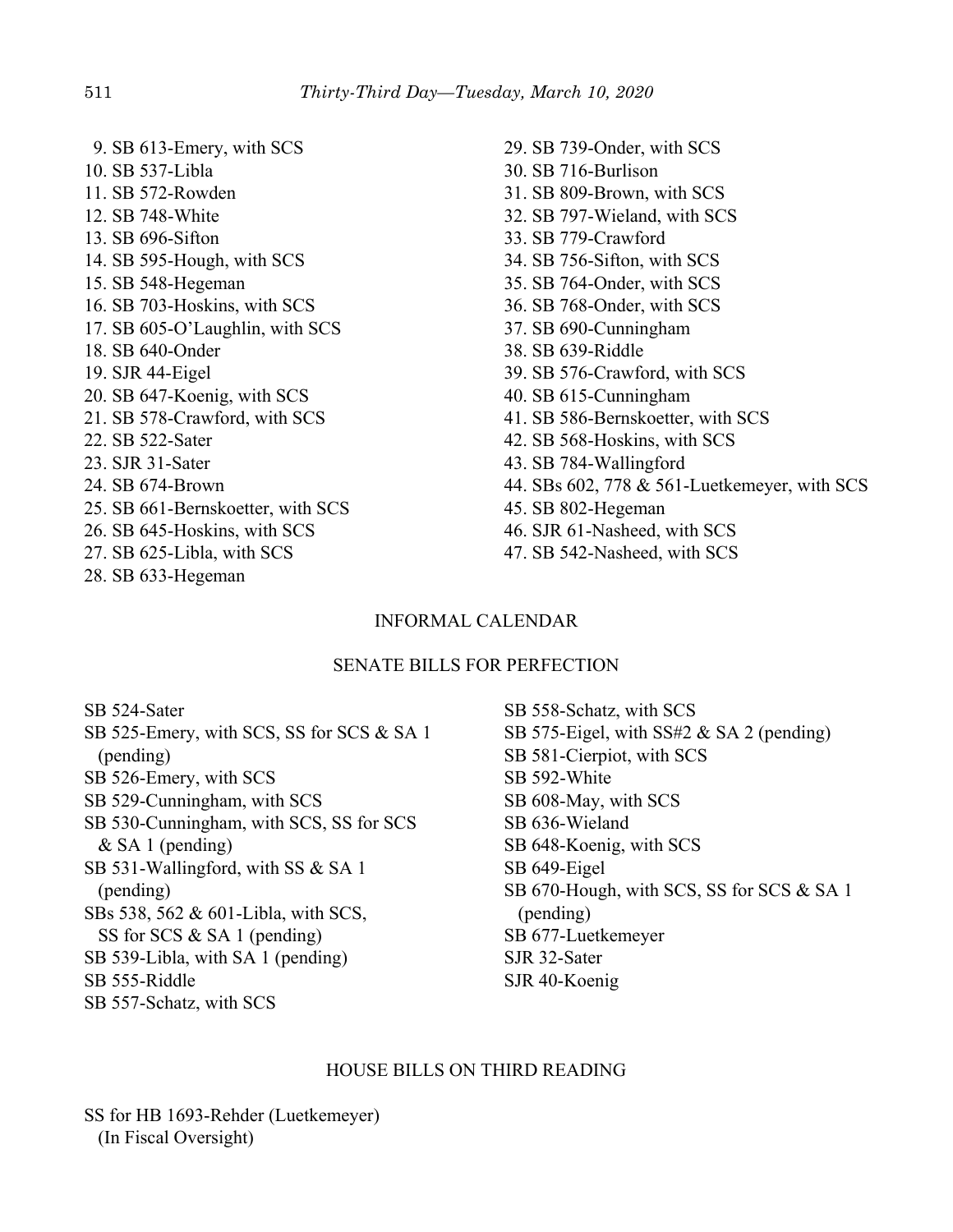9. SB 613-Emery, with SCS
10. SB 537-Libla
11. SB 572-Rowden
12. SB 748-White
13. SB 696-Sifton
14. SB 595-Hough, with SCS
15. SB 548-Hegeman
16. SB 703-Hoskins, with SCS
17. SB 605-O'Laughlin, with SCS
18. SB 640-Onder
19. SJR 44-Eigel
20. SB 647-Koenig, with SCS
21. SB 578-Crawford, with SCS
22. SB 522-Sater
23. SJR 31-Sater
24. SB 674-Brown
25. SB 661-Bernskoetter, with SCS
26. SB 645-Hoskins, with SCS
27. SB 625-Libla, with SCS
28. SB 633-Hegeman
29. SB 739-Onder, with SCS
30. SB 716-Burlison
31. SB 809-Brown, with SCS
32. SB 797-Wieland, with SCS
33. SB 779-Crawford
34. SB 756-Sifton, with SCS
35. SB 764-Onder, with SCS
36. SB 768-Onder, with SCS
37. SB 690-Cunningham
38. SB 639-Riddle
39. SB 576-Crawford, with SCS
40. SB 615-Cunningham
41. SB 586-Bernskoetter, with SCS
42. SB 568-Hoskins, with SCS
43. SB 784-Wallingford
44. SBs 602, 778 & 561-Luetkemeyer, with SCS
45. SB 802-Hegeman
46. SJR 61-Nasheed, with SCS
47. SB 542-Nasheed, with SCS

## INFORMAL CALENDAR

## SENATE BILLS FOR PERFECTION

SB 524-Sater
SB 525-Emery, with SCS, SS for SCS & SA 1 (pending)
SB 526-Emery, with SCS
SB 529-Cunningham, with SCS
SB 530-Cunningham, with SCS, SS for SCS & SA 1 (pending)
SB 531-Wallingford, with SS & SA 1 (pending)
SBs 538, 562 & 601-Libla, with SCS, SS for SCS & SA 1 (pending)
SB 539-Libla, with SA 1 (pending)
SB 555-Riddle
SB 557-Schatz, with SCS
SB 558-Schatz, with SCS
SB 575-Eigel, with SS#2 & SA 2 (pending)
SB 581-Cierpiot, with SCS
SB 592-White
SB 608-May, with SCS
SB 636-Wieland
SB 648-Koenig, with SCS
SB 649-Eigel
SB 670-Hough, with SCS, SS for SCS & SA 1 (pending)
SB 677-Luetkemeyer
SJR 32-Sater
SJR 40-Koenig

## HOUSE BILLS ON THIRD READING

SS for HB 1693-Rehder (Luetkemeyer) (In Fiscal Oversight)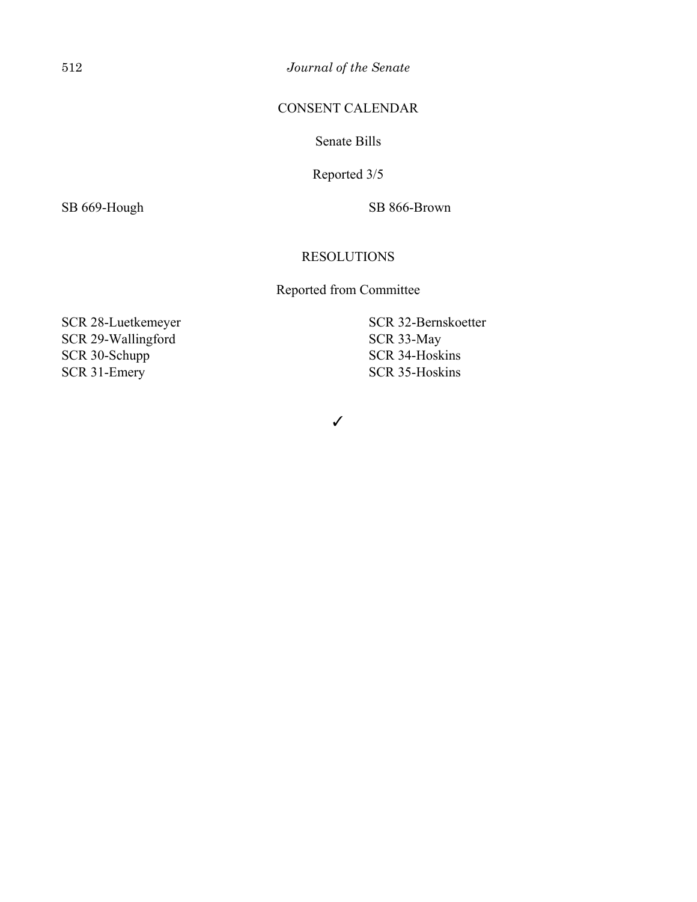## CONSENT CALENDAR

### Senate Bills

Reported 3/5

SB 669-Hough

SB 866-Brown

## RESOLUTIONS

Reported from Committee

SCR 28-Luetkemeyer

SCR 29-Wallingford

SCR 30-Schupp

SCR 31-Emery

SCR 32-Bernskoetter

SCR 33-May

SCR 34-Hoskins

SCR 35-Hoskins

✓